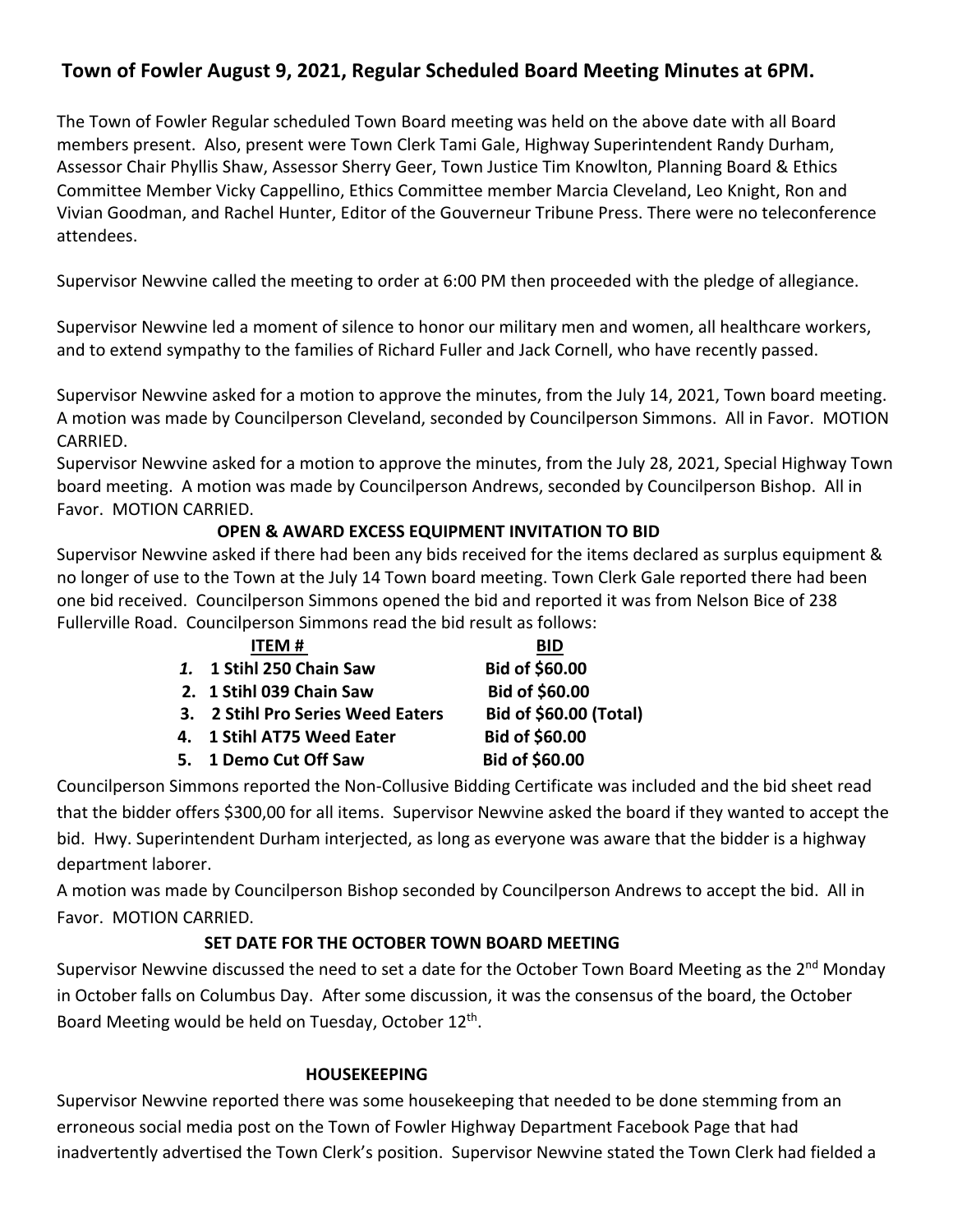# Town of Fowler August 9, 2021, Regular Scheduled Board Meeting Minutes at 6PM.

The Town of Fowler Regular scheduled Town Board meeting was held on the above date with all Board members present. Also, present were Town Clerk Tami Gale, Highway Superintendent Randy Durham, Assessor Chair Phyllis Shaw, Assessor Sherry Geer, Town Justice Tim Knowlton, Planning Board & Ethics Committee Member Vicky Cappellino, Ethics Committee member Marcia Cleveland, Leo Knight, Ron and Vivian Goodman, and Rachel Hunter, Editor of the Gouverneur Tribune Press. There were no teleconference attendees.

Supervisor Newvine called the meeting to order at 6:00 PM then proceeded with the pledge of allegiance.

Supervisor Newvine led a moment of silence to honor our military men and women, all healthcare workers, and to extend sympathy to the families of Richard Fuller and Jack Cornell, who have recently passed.

Supervisor Newvine asked for a motion to approve the minutes, from the July 14, 2021, Town board meeting. A motion was made by Councilperson Cleveland, seconded by Councilperson Simmons. All in Favor. MOTION CARRIED.

Supervisor Newvine asked for a motion to approve the minutes, from the July 28, 2021, Special Highway Town board meeting. A motion was made by Councilperson Andrews, seconded by Councilperson Bishop. All in Favor. MOTION CARRIED.

**OPEN & AWARD EXCESS EQUIPMENT INVITATION TO BID**

Supervisor Newvine asked if there had been any bids received for the items declared as surplus equipment & no longer of use to the Town at the July 14 Town board meeting. Town Clerk Gale reported there had been one bid received. Councilperson Simmons opened the bid and reported it was from Nelson Bice of 238 Fullerville Road. Councilperson Simmons read the bid result as follows:

| ITEM # | BID |
|---|---|
| 1. 1 Stihl 250 Chain Saw | Bid of $60.00 |
| 2. 1 Stihl 039 Chain Saw | Bid of $60.00 |
| 3. 2 Stihl Pro Series Weed Eaters | Bid of $60.00 (Total) |
| 4. 1 Stihl AT75 Weed Eater | Bid of $60.00 |
| 5. 1 Demo Cut Off Saw | Bid of $60.00 |

Councilperson Simmons reported the Non-Collusive Bidding Certificate was included and the bid sheet read that the bidder offers $300,00 for all items. Supervisor Newvine asked the board if they wanted to accept the bid. Hwy. Superintendent Durham interjected, as long as everyone was aware that the bidder is a highway department laborer.

A motion was made by Councilperson Bishop seconded by Councilperson Andrews to accept the bid. All in Favor. MOTION CARRIED.

**SET DATE FOR THE OCTOBER TOWN BOARD MEETING**

Supervisor Newvine discussed the need to set a date for the October Town Board Meeting as the 2nd Monday in October falls on Columbus Day. After some discussion, it was the consensus of the board, the October Board Meeting would be held on Tuesday, October 12th.

**HOUSEKEEPING**

Supervisor Newvine reported there was some housekeeping that needed to be done stemming from an erroneous social media post on the Town of Fowler Highway Department Facebook Page that had inadvertently advertised the Town Clerk's position. Supervisor Newvine stated the Town Clerk had fielded a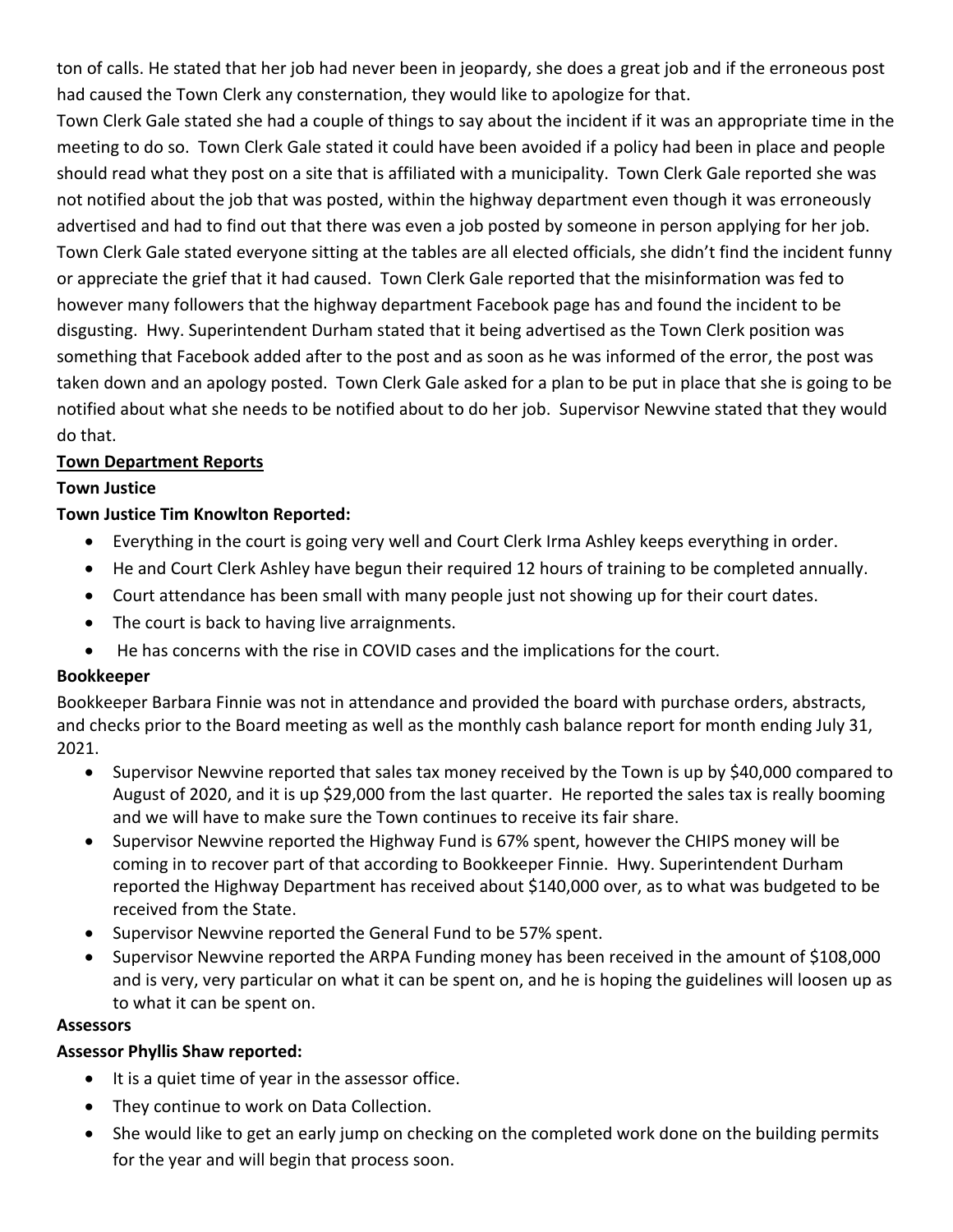ton of calls. He stated that her job had never been in jeopardy, she does a great job and if the erroneous post had caused the Town Clerk any consternation, they would like to apologize for that.

Town Clerk Gale stated she had a couple of things to say about the incident if it was an appropriate time in the meeting to do so. Town Clerk Gale stated it could have been avoided if a policy had been in place and people should read what they post on a site that is affiliated with a municipality. Town Clerk Gale reported she was not notified about the job that was posted, within the highway department even though it was erroneously advertised and had to find out that there was even a job posted by someone in person applying for her job. Town Clerk Gale stated everyone sitting at the tables are all elected officials, she didn't find the incident funny or appreciate the grief that it had caused. Town Clerk Gale reported that the misinformation was fed to however many followers that the highway department Facebook page has and found the incident to be disgusting. Hwy. Superintendent Durham stated that it being advertised as the Town Clerk position was something that Facebook added after to the post and as soon as he was informed of the error, the post was taken down and an apology posted. Town Clerk Gale asked for a plan to be put in place that she is going to be notified about what she needs to be notified about to do her job. Supervisor Newvine stated that they would do that.

**Town Department Reports**

**Town Justice**

**Town Justice Tim Knowlton Reported:**

- Everything in the court is going very well and Court Clerk Irma Ashley keeps everything in order.
- He and Court Clerk Ashley have begun their required 12 hours of training to be completed annually.
- Court attendance has been small with many people just not showing up for their court dates.
- The court is back to having live arraignments.
- He has concerns with the rise in COVID cases and the implications for the court.

**Bookkeeper**

Bookkeeper Barbara Finnie was not in attendance and provided the board with purchase orders, abstracts, and checks prior to the Board meeting as well as the monthly cash balance report for month ending July 31, 2021.

- Supervisor Newvine reported that sales tax money received by the Town is up by $40,000 compared to August of 2020, and it is up $29,000 from the last quarter. He reported the sales tax is really booming and we will have to make sure the Town continues to receive its fair share.
- Supervisor Newvine reported the Highway Fund is 67% spent, however the CHIPS money will be coming in to recover part of that according to Bookkeeper Finnie. Hwy. Superintendent Durham reported the Highway Department has received about $140,000 over, as to what was budgeted to be received from the State.
- Supervisor Newvine reported the General Fund to be 57% spent.
- Supervisor Newvine reported the ARPA Funding money has been received in the amount of $108,000 and is very, very particular on what it can be spent on, and he is hoping the guidelines will loosen up as to what it can be spent on.

**Assessors**

**Assessor Phyllis Shaw reported:**

- It is a quiet time of year in the assessor office.
- They continue to work on Data Collection.
- She would like to get an early jump on checking on the completed work done on the building permits for the year and will begin that process soon.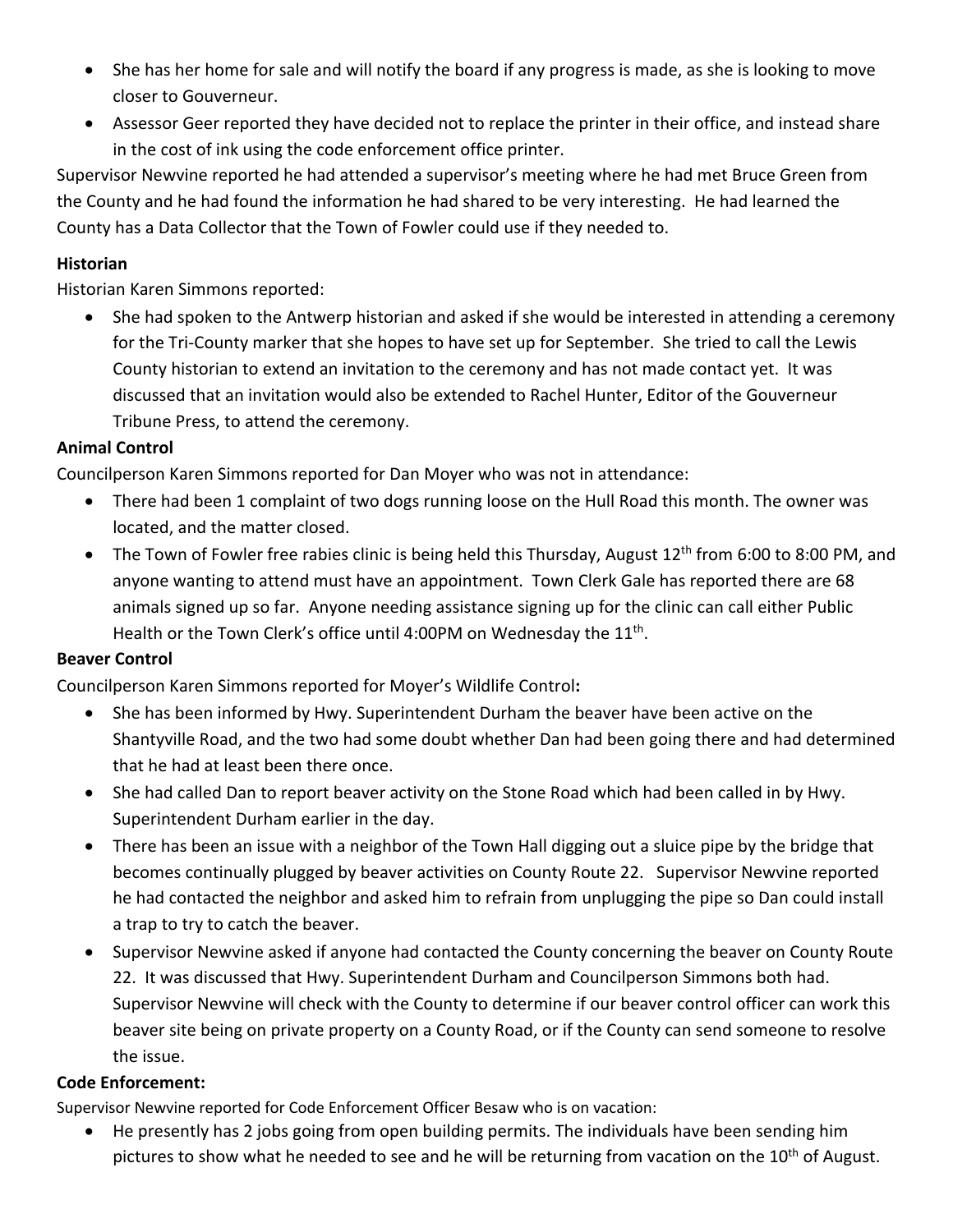- She has her home for sale and will notify the board if any progress is made, as she is looking to move closer to Gouverneur.
- Assessor Geer reported they have decided not to replace the printer in their office, and instead share in the cost of ink using the code enforcement office printer.

Supervisor Newvine reported he had attended a supervisor's meeting where he had met Bruce Green from the County and he had found the information he had shared to be very interesting. He had learned the County has a Data Collector that the Town of Fowler could use if they needed to.

**Historian**

Historian Karen Simmons reported:

- She had spoken to the Antwerp historian and asked if she would be interested in attending a ceremony for the Tri-County marker that she hopes to have set up for September. She tried to call the Lewis County historian to extend an invitation to the ceremony and has not made contact yet. It was discussed that an invitation would also be extended to Rachel Hunter, Editor of the Gouverneur Tribune Press, to attend the ceremony.

**Animal Control**

Councilperson Karen Simmons reported for Dan Moyer who was not in attendance:

- There had been 1 complaint of two dogs running loose on the Hull Road this month. The owner was located, and the matter closed.
- The Town of Fowler free rabies clinic is being held this Thursday, August 12th from 6:00 to 8:00 PM, and anyone wanting to attend must have an appointment. Town Clerk Gale has reported there are 68 animals signed up so far. Anyone needing assistance signing up for the clinic can call either Public Health or the Town Clerk's office until 4:00PM on Wednesday the 11th.

**Beaver Control**

Councilperson Karen Simmons reported for Moyer's Wildlife Control**:**

- She has been informed by Hwy. Superintendent Durham the beaver have been active on the Shantyville Road, and the two had some doubt whether Dan had been going there and had determined that he had at least been there once.
- She had called Dan to report beaver activity on the Stone Road which had been called in by Hwy. Superintendent Durham earlier in the day.
- There has been an issue with a neighbor of the Town Hall digging out a sluice pipe by the bridge that becomes continually plugged by beaver activities on County Route 22. Supervisor Newvine reported he had contacted the neighbor and asked him to refrain from unplugging the pipe so Dan could install a trap to try to catch the beaver.
- Supervisor Newvine asked if anyone had contacted the County concerning the beaver on County Route 22. It was discussed that Hwy. Superintendent Durham and Councilperson Simmons both had. Supervisor Newvine will check with the County to determine if our beaver control officer can work this beaver site being on private property on a County Road, or if the County can send someone to resolve the issue.

**Code Enforcement:**

Supervisor Newvine reported for Code Enforcement Officer Besaw who is on vacation:

- He presently has 2 jobs going from open building permits. The individuals have been sending him pictures to show what he needed to see and he will be returning from vacation on the 10th of August.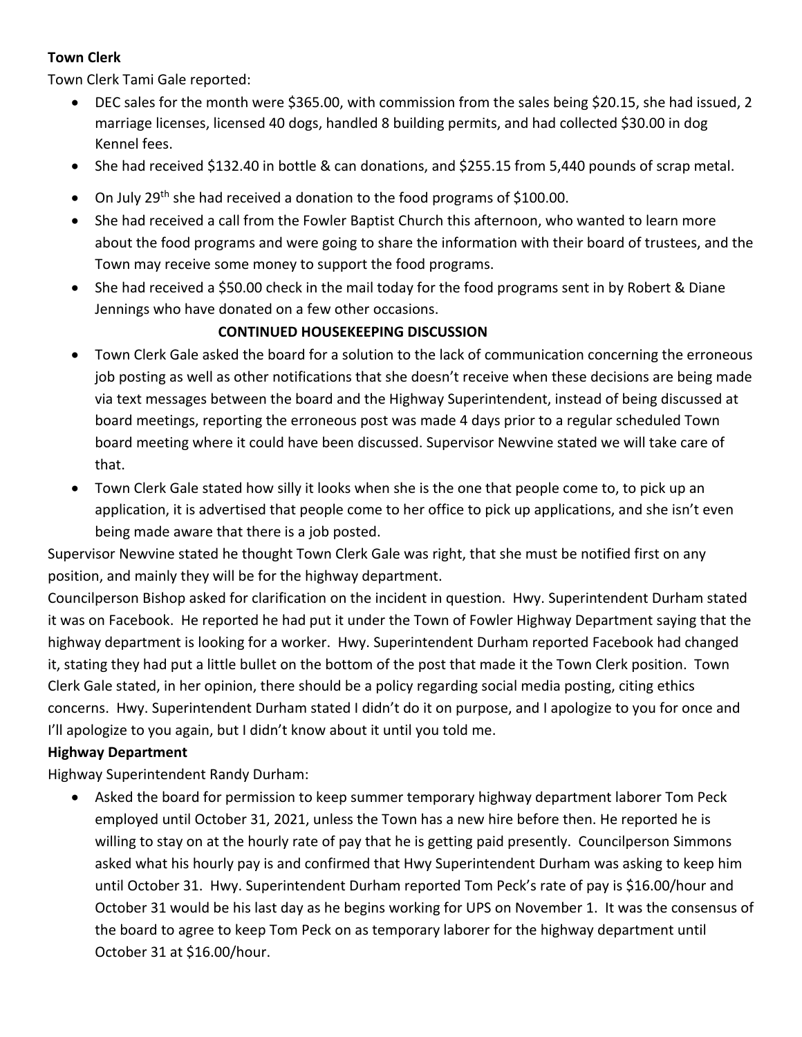**Town Clerk**

Town Clerk Tami Gale reported:

- DEC sales for the month were $365.00, with commission from the sales being $20.15, she had issued, 2 marriage licenses, licensed 40 dogs, handled 8 building permits, and had collected $30.00 in dog Kennel fees.
- She had received $132.40 in bottle & can donations, and $255.15 from 5,440 pounds of scrap metal.
- On July 29th she had received a donation to the food programs of $100.00.
- She had received a call from the Fowler Baptist Church this afternoon, who wanted to learn more about the food programs and were going to share the information with their board of trustees, and the Town may receive some money to support the food programs.
- She had received a $50.00 check in the mail today for the food programs sent in by Robert & Diane Jennings who have donated on a few other occasions.

**CONTINUED HOUSEKEEPING DISCUSSION**

- Town Clerk Gale asked the board for a solution to the lack of communication concerning the erroneous job posting as well as other notifications that she doesn't receive when these decisions are being made via text messages between the board and the Highway Superintendent, instead of being discussed at board meetings, reporting the erroneous post was made 4 days prior to a regular scheduled Town board meeting where it could have been discussed. Supervisor Newvine stated we will take care of that.
- Town Clerk Gale stated how silly it looks when she is the one that people come to, to pick up an application, it is advertised that people come to her office to pick up applications, and she isn't even being made aware that there is a job posted.

Supervisor Newvine stated he thought Town Clerk Gale was right, that she must be notified first on any position, and mainly they will be for the highway department.

Councilperson Bishop asked for clarification on the incident in question. Hwy. Superintendent Durham stated it was on Facebook. He reported he had put it under the Town of Fowler Highway Department saying that the highway department is looking for a worker. Hwy. Superintendent Durham reported Facebook had changed it, stating they had put a little bullet on the bottom of the post that made it the Town Clerk position. Town Clerk Gale stated, in her opinion, there should be a policy regarding social media posting, citing ethics concerns. Hwy. Superintendent Durham stated I didn't do it on purpose, and I apologize to you for once and I'll apologize to you again, but I didn't know about it until you told me.

**Highway Department**

Highway Superintendent Randy Durham:

- Asked the board for permission to keep summer temporary highway department laborer Tom Peck employed until October 31, 2021, unless the Town has a new hire before then. He reported he is willing to stay on at the hourly rate of pay that he is getting paid presently. Councilperson Simmons asked what his hourly pay is and confirmed that Hwy Superintendent Durham was asking to keep him until October 31. Hwy. Superintendent Durham reported Tom Peck's rate of pay is $16.00/hour and October 31 would be his last day as he begins working for UPS on November 1. It was the consensus of the board to agree to keep Tom Peck on as temporary laborer for the highway department until October 31 at $16.00/hour.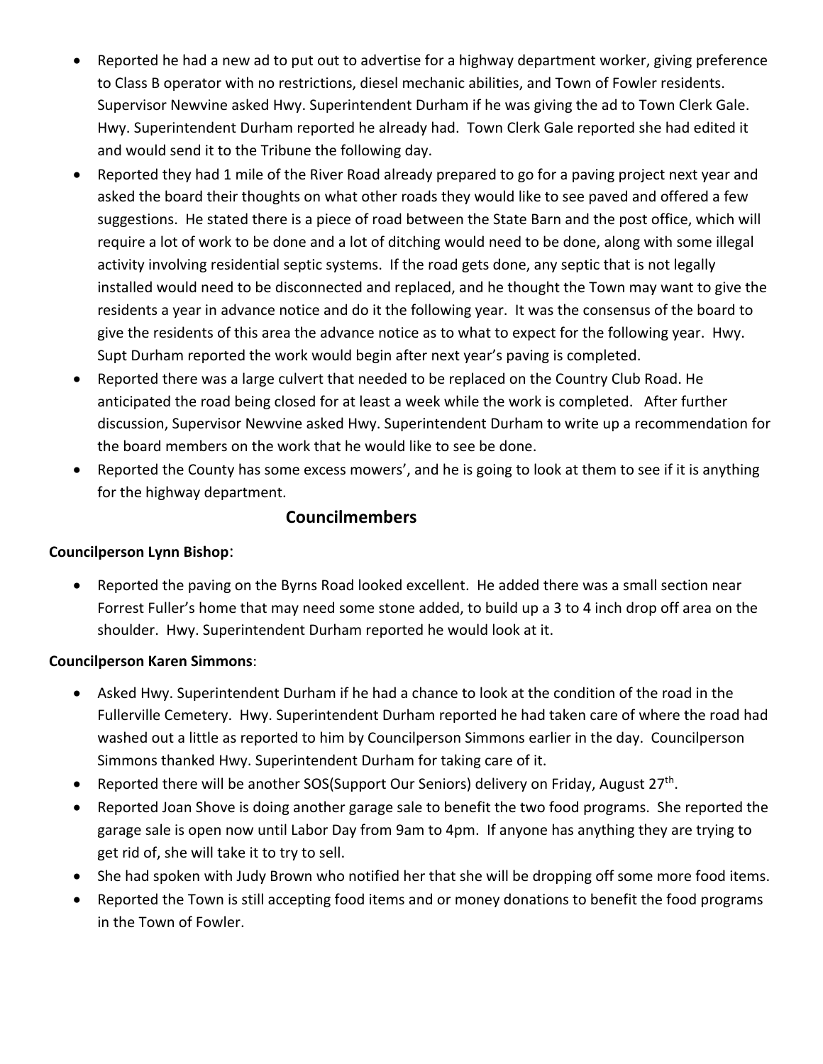- Reported he had a new ad to put out to advertise for a highway department worker, giving preference to Class B operator with no restrictions, diesel mechanic abilities, and Town of Fowler residents. Supervisor Newvine asked Hwy. Superintendent Durham if he was giving the ad to Town Clerk Gale. Hwy. Superintendent Durham reported he already had. Town Clerk Gale reported she had edited it and would send it to the Tribune the following day.
- Reported they had 1 mile of the River Road already prepared to go for a paving project next year and asked the board their thoughts on what other roads they would like to see paved and offered a few suggestions. He stated there is a piece of road between the State Barn and the post office, which will require a lot of work to be done and a lot of ditching would need to be done, along with some illegal activity involving residential septic systems. If the road gets done, any septic that is not legally installed would need to be disconnected and replaced, and he thought the Town may want to give the residents a year in advance notice and do it the following year. It was the consensus of the board to give the residents of this area the advance notice as to what to expect for the following year. Hwy. Supt Durham reported the work would begin after next year's paving is completed.
- Reported there was a large culvert that needed to be replaced on the Country Club Road. He anticipated the road being closed for at least a week while the work is completed. After further discussion, Supervisor Newvine asked Hwy. Superintendent Durham to write up a recommendation for the board members on the work that he would like to see be done.
- Reported the County has some excess mowers', and he is going to look at them to see if it is anything for the highway department.

## Councilmembers

**Councilperson Lynn Bishop**:

- Reported the paving on the Byrns Road looked excellent. He added there was a small section near Forrest Fuller's home that may need some stone added, to build up a 3 to 4 inch drop off area on the shoulder. Hwy. Superintendent Durham reported he would look at it.

**Councilperson Karen Simmons**:

- Asked Hwy. Superintendent Durham if he had a chance to look at the condition of the road in the Fullerville Cemetery. Hwy. Superintendent Durham reported he had taken care of where the road had washed out a little as reported to him by Councilperson Simmons earlier in the day. Councilperson Simmons thanked Hwy. Superintendent Durham for taking care of it.
- Reported there will be another SOS(Support Our Seniors) delivery on Friday, August 27th.
- Reported Joan Shove is doing another garage sale to benefit the two food programs. She reported the garage sale is open now until Labor Day from 9am to 4pm. If anyone has anything they are trying to get rid of, she will take it to try to sell.
- She had spoken with Judy Brown who notified her that she will be dropping off some more food items.
- Reported the Town is still accepting food items and or money donations to benefit the food programs in the Town of Fowler.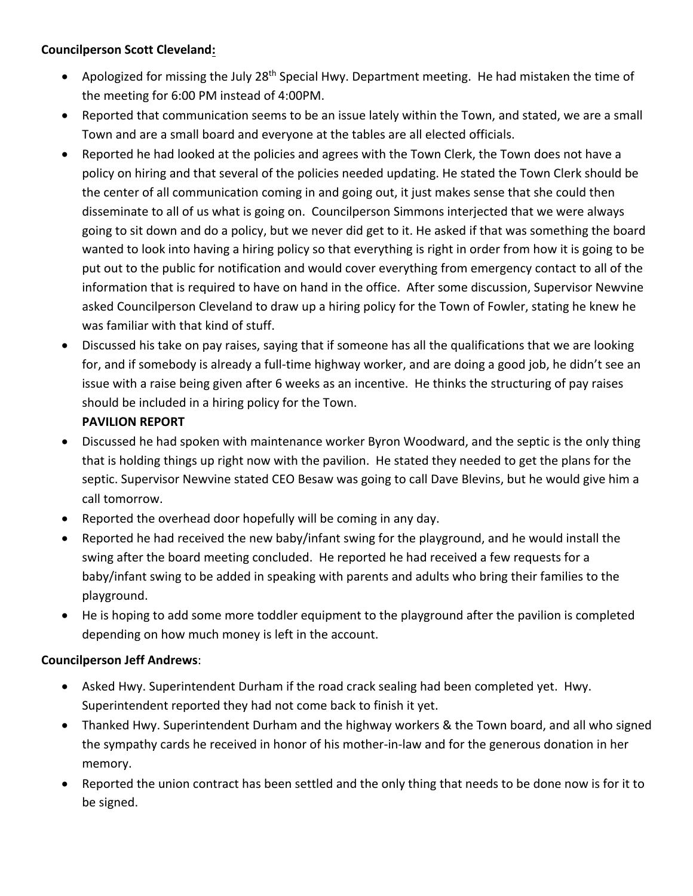**Councilperson Scott Cleveland:**

- Apologized for missing the July 28th Special Hwy. Department meeting. He had mistaken the time of the meeting for 6:00 PM instead of 4:00PM.
- Reported that communication seems to be an issue lately within the Town, and stated, we are a small Town and are a small board and everyone at the tables are all elected officials.
- Reported he had looked at the policies and agrees with the Town Clerk, the Town does not have a policy on hiring and that several of the policies needed updating. He stated the Town Clerk should be the center of all communication coming in and going out, it just makes sense that she could then disseminate to all of us what is going on. Councilperson Simmons interjected that we were always going to sit down and do a policy, but we never did get to it. He asked if that was something the board wanted to look into having a hiring policy so that everything is right in order from how it is going to be put out to the public for notification and would cover everything from emergency contact to all of the information that is required to have on hand in the office. After some discussion, Supervisor Newvine asked Councilperson Cleveland to draw up a hiring policy for the Town of Fowler, stating he knew he was familiar with that kind of stuff.
- Discussed his take on pay raises, saying that if someone has all the qualifications that we are looking for, and if somebody is already a full-time highway worker, and are doing a good job, he didn't see an issue with a raise being given after 6 weeks as an incentive. He thinks the structuring of pay raises should be included in a hiring policy for the Town.

  **PAVILION REPORT**
- Discussed he had spoken with maintenance worker Byron Woodward, and the septic is the only thing that is holding things up right now with the pavilion. He stated they needed to get the plans for the septic. Supervisor Newvine stated CEO Besaw was going to call Dave Blevins, but he would give him a call tomorrow.
- Reported the overhead door hopefully will be coming in any day.
- Reported he had received the new baby/infant swing for the playground, and he would install the swing after the board meeting concluded. He reported he had received a few requests for a baby/infant swing to be added in speaking with parents and adults who bring their families to the playground.
- He is hoping to add some more toddler equipment to the playground after the pavilion is completed depending on how much money is left in the account.

**Councilperson Jeff Andrews**:

- Asked Hwy. Superintendent Durham if the road crack sealing had been completed yet. Hwy. Superintendent reported they had not come back to finish it yet.
- Thanked Hwy. Superintendent Durham and the highway workers & the Town board, and all who signed the sympathy cards he received in honor of his mother-in-law and for the generous donation in her memory.
- Reported the union contract has been settled and the only thing that needs to be done now is for it to be signed.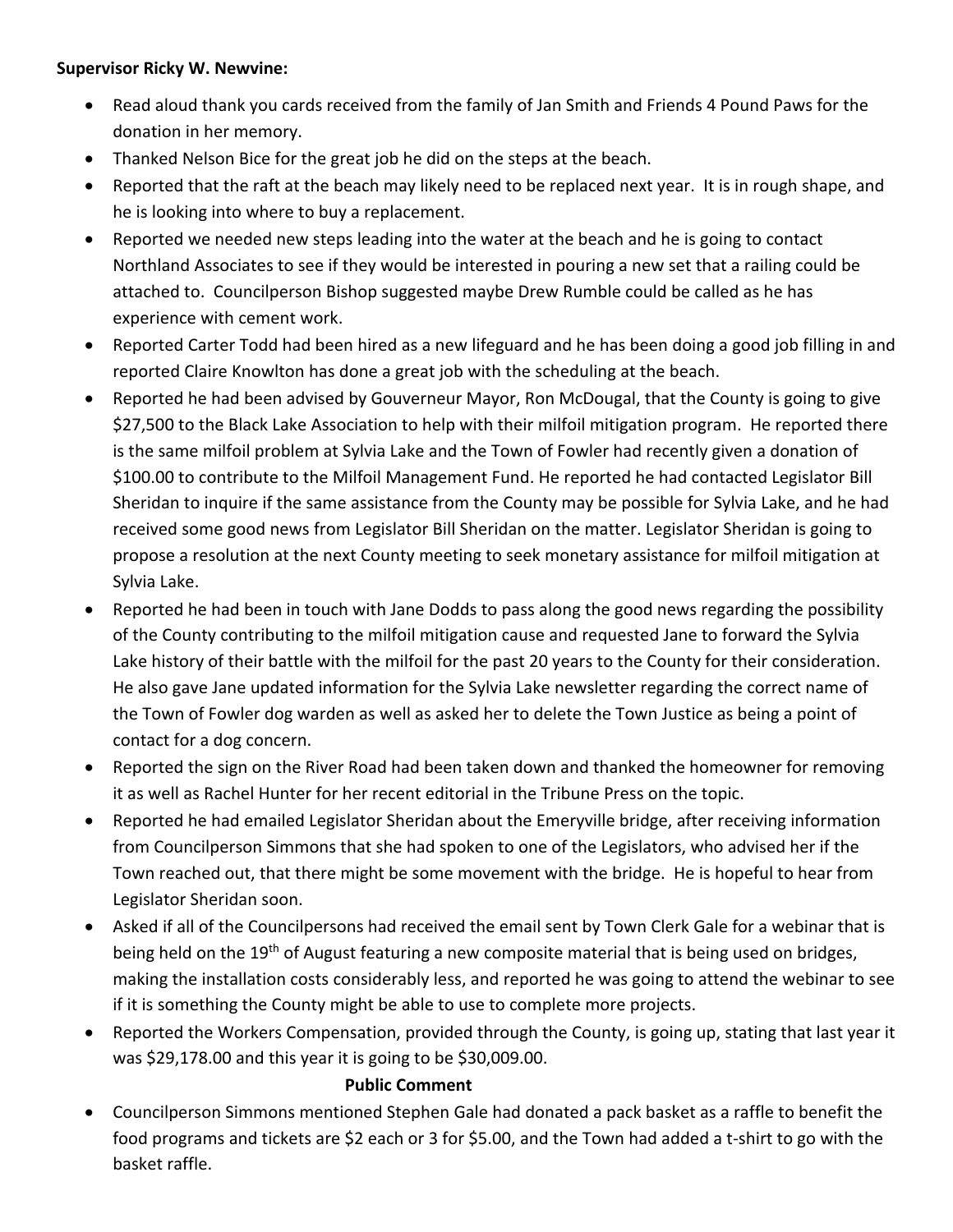**Supervisor Ricky W. Newvine:**

- Read aloud thank you cards received from the family of Jan Smith and Friends 4 Pound Paws for the donation in her memory.
- Thanked Nelson Bice for the great job he did on the steps at the beach.
- Reported that the raft at the beach may likely need to be replaced next year. It is in rough shape, and he is looking into where to buy a replacement.
- Reported we needed new steps leading into the water at the beach and he is going to contact Northland Associates to see if they would be interested in pouring a new set that a railing could be attached to. Councilperson Bishop suggested maybe Drew Rumble could be called as he has experience with cement work.
- Reported Carter Todd had been hired as a new lifeguard and he has been doing a good job filling in and reported Claire Knowlton has done a great job with the scheduling at the beach.
- Reported he had been advised by Gouverneur Mayor, Ron McDougal, that the County is going to give $27,500 to the Black Lake Association to help with their milfoil mitigation program. He reported there is the same milfoil problem at Sylvia Lake and the Town of Fowler had recently given a donation of $100.00 to contribute to the Milfoil Management Fund. He reported he had contacted Legislator Bill Sheridan to inquire if the same assistance from the County may be possible for Sylvia Lake, and he had received some good news from Legislator Bill Sheridan on the matter. Legislator Sheridan is going to propose a resolution at the next County meeting to seek monetary assistance for milfoil mitigation at Sylvia Lake.
- Reported he had been in touch with Jane Dodds to pass along the good news regarding the possibility of the County contributing to the milfoil mitigation cause and requested Jane to forward the Sylvia Lake history of their battle with the milfoil for the past 20 years to the County for their consideration. He also gave Jane updated information for the Sylvia Lake newsletter regarding the correct name of the Town of Fowler dog warden as well as asked her to delete the Town Justice as being a point of contact for a dog concern.
- Reported the sign on the River Road had been taken down and thanked the homeowner for removing it as well as Rachel Hunter for her recent editorial in the Tribune Press on the topic.
- Reported he had emailed Legislator Sheridan about the Emeryville bridge, after receiving information from Councilperson Simmons that she had spoken to one of the Legislators, who advised her if the Town reached out, that there might be some movement with the bridge. He is hopeful to hear from Legislator Sheridan soon.
- Asked if all of the Councilpersons had received the email sent by Town Clerk Gale for a webinar that is being held on the 19th of August featuring a new composite material that is being used on bridges, making the installation costs considerably less, and reported he was going to attend the webinar to see if it is something the County might be able to use to complete more projects.
- Reported the Workers Compensation, provided through the County, is going up, stating that last year it was $29,178.00 and this year it is going to be $30,009.00.

**Public Comment**

- Councilperson Simmons mentioned Stephen Gale had donated a pack basket as a raffle to benefit the food programs and tickets are $2 each or 3 for $5.00, and the Town had added a t-shirt to go with the basket raffle.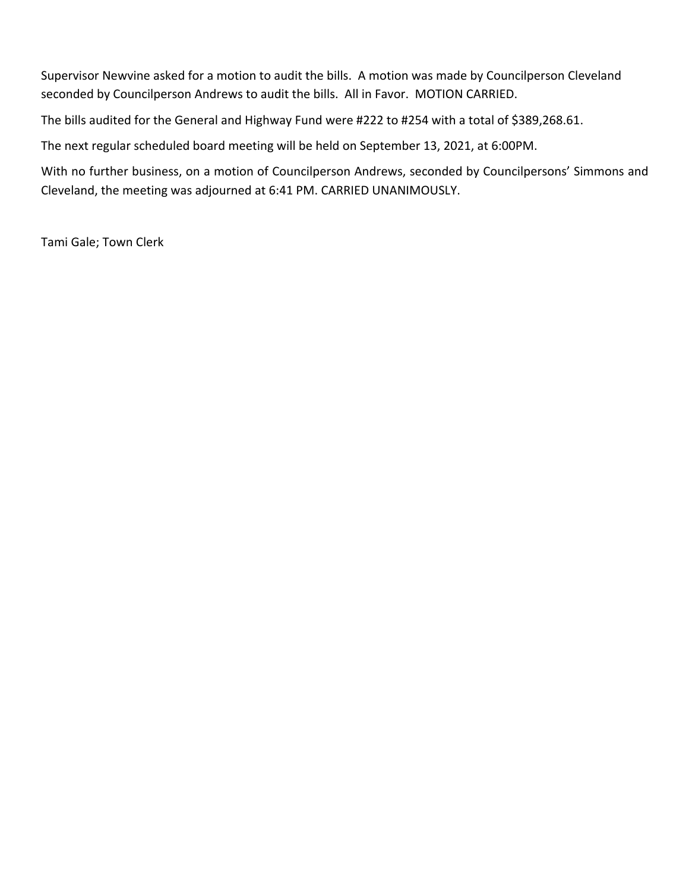Supervisor Newvine asked for a motion to audit the bills. A motion was made by Councilperson Cleveland seconded by Councilperson Andrews to audit the bills. All in Favor. MOTION CARRIED.

The bills audited for the General and Highway Fund were #222 to #254 with a total of $389,268.61.

The next regular scheduled board meeting will be held on September 13, 2021, at 6:00PM.

With no further business, on a motion of Councilperson Andrews, seconded by Councilpersons' Simmons and Cleveland, the meeting was adjourned at 6:41 PM. CARRIED UNANIMOUSLY.

Tami Gale; Town Clerk